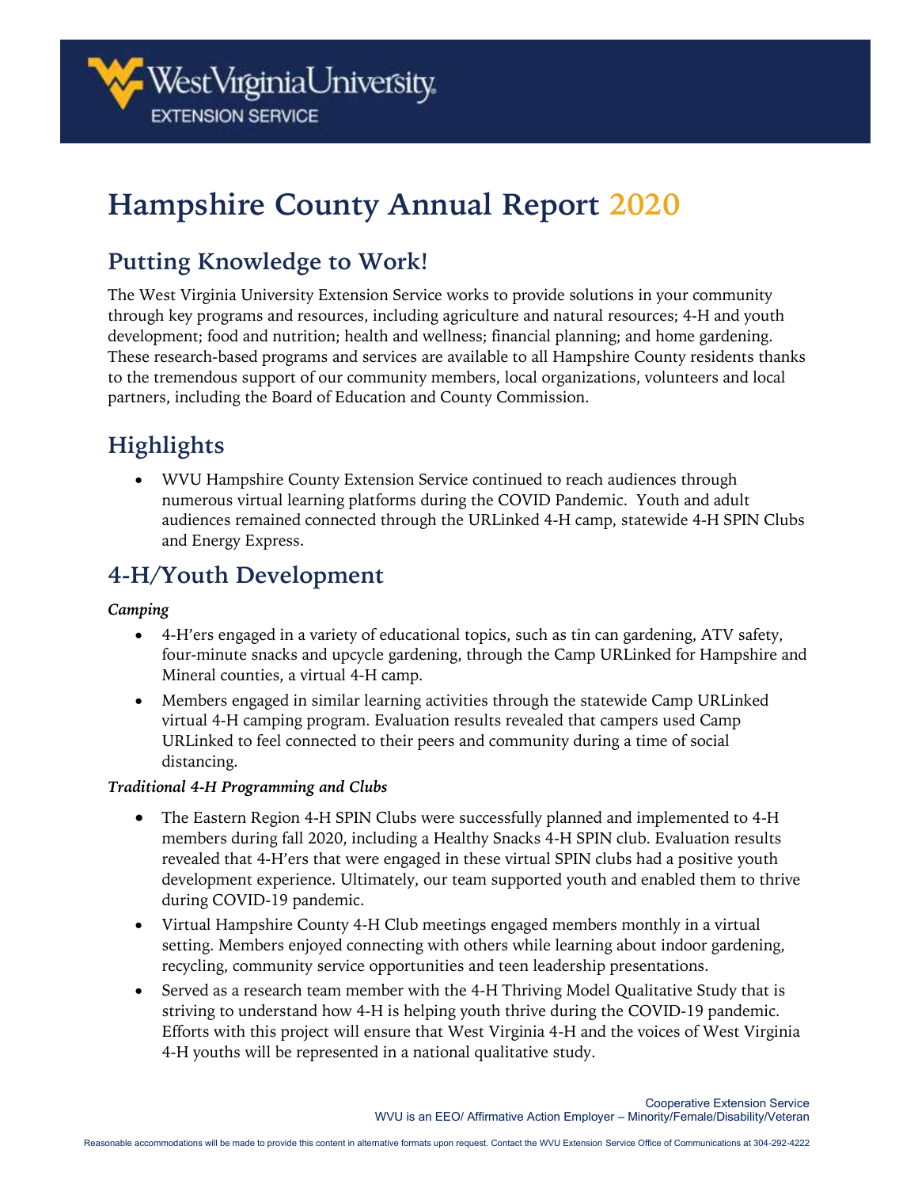# Hampshire County Annual Report 2020

## Putting Knowledge to Work!

The West Virginia University Extension Service works to provide solutions in your community through key programs and resources, including agriculture and natural resources; 4-H and youth development; food and nutrition; health and wellness; financial planning; and home gardening. These research-based programs and services are available to all Hampshire County residents thanks to the tremendous support of our community members, local organizations, volunteers and local partners, including the Board of Education and County Commission.

## Highlights

- WVU Hampshire County Extension Service continued to reach audiences through numerous virtual learning platforms during the COVID Pandemic. Youth and adult audiences remained connected through the URLinked 4-H camp, statewide 4-H SPIN Clubs and Energy Express.

## 4-H/Youth Development

***Camping***

- 4-H'ers engaged in a variety of educational topics, such as tin can gardening, ATV safety, four-minute snacks and upcycle gardening, through the Camp URLinked for Hampshire and Mineral counties, a virtual 4-H camp.
- Members engaged in similar learning activities through the statewide Camp URLinked virtual 4-H camping program. Evaluation results revealed that campers used Camp URLinked to feel connected to their peers and community during a time of social distancing.

***Traditional 4-H Programming and Clubs***

- The Eastern Region 4-H SPIN Clubs were successfully planned and implemented to 4-H members during fall 2020, including a Healthy Snacks 4-H SPIN club. Evaluation results revealed that 4-H'ers that were engaged in these virtual SPIN clubs had a positive youth development experience. Ultimately, our team supported youth and enabled them to thrive during COVID-19 pandemic.
- Virtual Hampshire County 4-H Club meetings engaged members monthly in a virtual setting. Members enjoyed connecting with others while learning about indoor gardening, recycling, community service opportunities and teen leadership presentations.
- Served as a research team member with the 4-H Thriving Model Qualitative Study that is striving to understand how 4-H is helping youth thrive during the COVID-19 pandemic. Efforts with this project will ensure that West Virginia 4-H and the voices of West Virginia 4-H youths will be represented in a national qualitative study.

Cooperative Extension Service
WVU is an EEO/ Affirmative Action Employer – Minority/Female/Disability/Veteran

Reasonable accommodations will be made to provide this content in alternative formats upon request. Contact the WVU Extension Service Office of Communications at 304-292-4222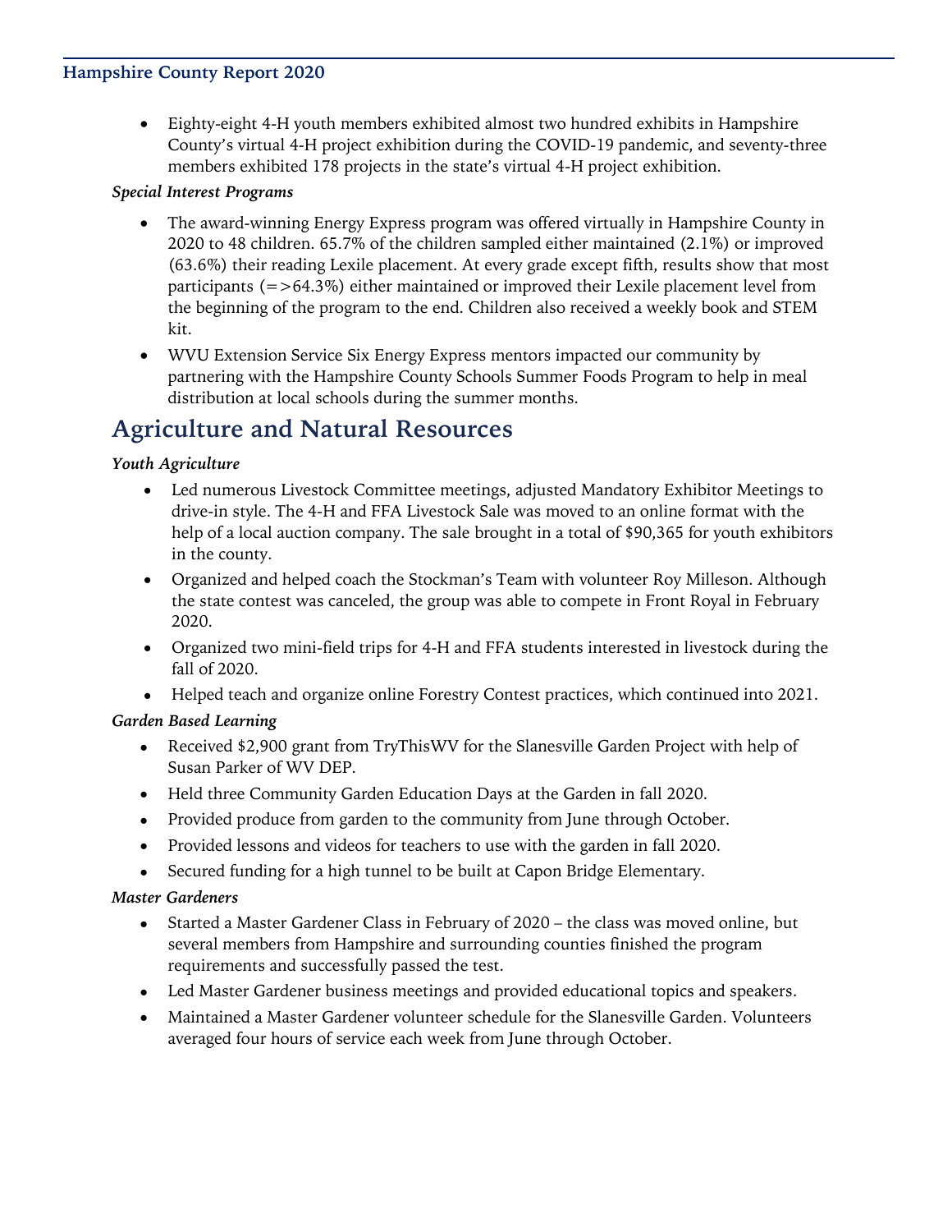- Eighty-eight 4-H youth members exhibited almost two hundred exhibits in Hampshire County's virtual 4-H project exhibition during the COVID-19 pandemic, and seventy-three members exhibited 178 projects in the state's virtual 4-H project exhibition.

***Special Interest Programs***

- The award-winning Energy Express program was offered virtually in Hampshire County in 2020 to 48 children. 65.7% of the children sampled either maintained (2.1%) or improved (63.6%) their reading Lexile placement. At every grade except fifth, results show that most participants (=>64.3%) either maintained or improved their Lexile placement level from the beginning of the program to the end. Children also received a weekly book and STEM kit.
- WVU Extension Service Six Energy Express mentors impacted our community by partnering with the Hampshire County Schools Summer Foods Program to help in meal distribution at local schools during the summer months.

## Agriculture and Natural Resources

***Youth Agriculture***

- Led numerous Livestock Committee meetings, adjusted Mandatory Exhibitor Meetings to drive-in style. The 4-H and FFA Livestock Sale was moved to an online format with the help of a local auction company. The sale brought in a total of $90,365 for youth exhibitors in the county.
- Organized and helped coach the Stockman's Team with volunteer Roy Milleson. Although the state contest was canceled, the group was able to compete in Front Royal in February 2020.
- Organized two mini-field trips for 4-H and FFA students interested in livestock during the fall of 2020.
- Helped teach and organize online Forestry Contest practices, which continued into 2021.

***Garden Based Learning***

- Received $2,900 grant from TryThisWV for the Slanesville Garden Project with help of Susan Parker of WV DEP.
- Held three Community Garden Education Days at the Garden in fall 2020.
- Provided produce from garden to the community from June through October.
- Provided lessons and videos for teachers to use with the garden in fall 2020.
- Secured funding for a high tunnel to be built at Capon Bridge Elementary.

***Master Gardeners***

- Started a Master Gardener Class in February of 2020 – the class was moved online, but several members from Hampshire and surrounding counties finished the program requirements and successfully passed the test.
- Led Master Gardener business meetings and provided educational topics and speakers.
- Maintained a Master Gardener volunteer schedule for the Slanesville Garden. Volunteers averaged four hours of service each week from June through October.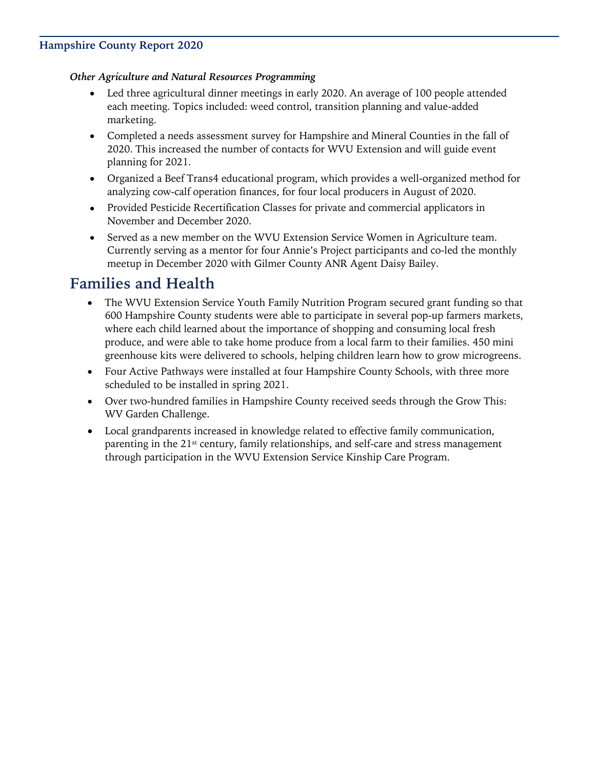*Other Agriculture and Natural Resources Programming*

- Led three agricultural dinner meetings in early 2020. An average of 100 people attended each meeting. Topics included: weed control, transition planning and value-added marketing.
- Completed a needs assessment survey for Hampshire and Mineral Counties in the fall of 2020. This increased the number of contacts for WVU Extension and will guide event planning for 2021.
- Organized a Beef Trans4 educational program, which provides a well-organized method for analyzing cow-calf operation finances, for four local producers in August of 2020.
- Provided Pesticide Recertification Classes for private and commercial applicators in November and December 2020.
- Served as a new member on the WVU Extension Service Women in Agriculture team. Currently serving as a mentor for four Annie's Project participants and co-led the monthly meetup in December 2020 with Gilmer County ANR Agent Daisy Bailey.

## Families and Health

- The WVU Extension Service Youth Family Nutrition Program secured grant funding so that 600 Hampshire County students were able to participate in several pop-up farmers markets, where each child learned about the importance of shopping and consuming local fresh produce, and were able to take home produce from a local farm to their families. 450 mini greenhouse kits were delivered to schools, helping children learn how to grow microgreens.
- Four Active Pathways were installed at four Hampshire County Schools, with three more scheduled to be installed in spring 2021.
- Over two-hundred families in Hampshire County received seeds through the Grow This: WV Garden Challenge.
- Local grandparents increased in knowledge related to effective family communication, parenting in the 21st century, family relationships, and self-care and stress management through participation in the WVU Extension Service Kinship Care Program.